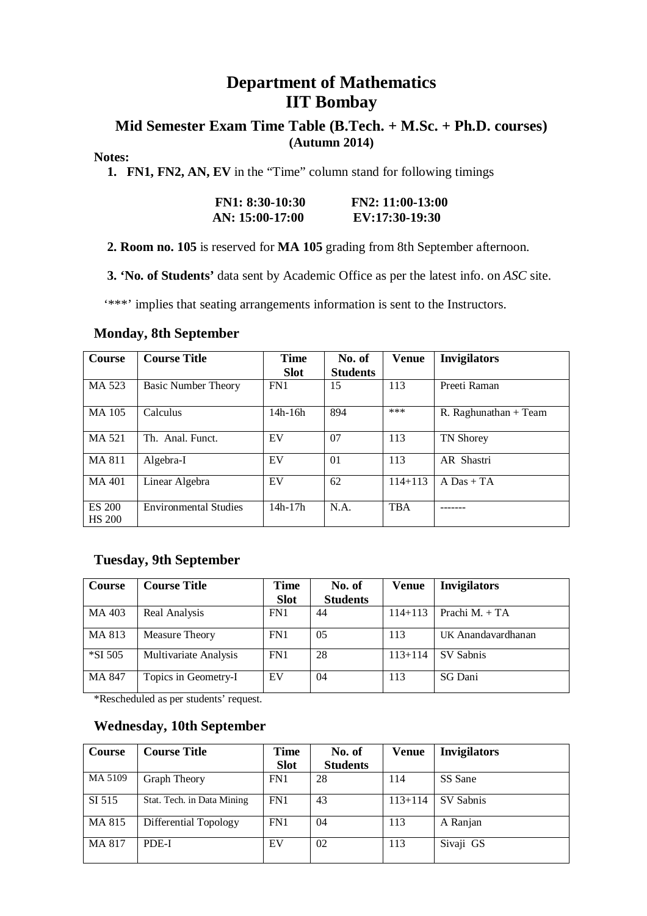# Department of Mathematics
# IIT Bombay

## Mid Semester Exam Time Table (B.Tech. + M.Sc. + Ph.D. courses)
**(Autumn 2014)**

**Notes:**

1. **FN1, FN2, AN, EV** in the "Time" column stand for following timings

   **FN1: 8:30-10:30** **FN2: 11:00-13:00**
   **AN: 15:00-17:00** **EV:17:30-19:30**

2. **Room no. 105** is reserved for **MA 105** grading from 8th September afternoon.

3. **'No. of Students'** data sent by Academic Office as per the latest info. on *ASC* site.

'***' implies that seating arrangements information is sent to the Instructors.

### Monday, 8th September

| Course | Course Title | Time Slot | No. of Students | Venue | Invigilators |
|---|---|---|---|---|---|
| MA 523 | Basic Number Theory | FN1 | 15 | 113 | Preeti Raman |
| MA 105 | Calculus | 14h-16h | 894 | *** | R. Raghunathan + Team |
| MA 521 | Th. Anal. Funct. | EV | 07 | 113 | TN Shorey |
| MA 811 | Algebra-I | EV | 01 | 113 | AR Shastri |
| MA 401 | Linear Algebra | EV | 62 | 114+113 | A Das + TA |
| ES 200 HS 200 | Environmental Studies | 14h-17h | N.A. | TBA | ------- |

### Tuesday, 9th September

| Course | Course Title | Time Slot | No. of Students | Venue | Invigilators |
|---|---|---|---|---|---|
| MA 403 | Real Analysis | FN1 | 44 | 114+113 | Prachi M. + TA |
| MA 813 | Measure Theory | FN1 | 05 | 113 | UK Anandavardhanan |
| *SI 505 | Multivariate Analysis | FN1 | 28 | 113+114 | SV Sabnis |
| MA 847 | Topics in Geometry-I | EV | 04 | 113 | SG Dani |

*Rescheduled as per students' request.

### Wednesday, 10th September

| Course | Course Title | Time Slot | No. of Students | Venue | Invigilators |
|---|---|---|---|---|---|
| MA 5109 | Graph Theory | FN1 | 28 | 114 | SS Sane |
| SI 515 | Stat. Tech. in Data Mining | FN1 | 43 | 113+114 | SV Sabnis |
| MA 815 | Differential Topology | FN1 | 04 | 113 | A Ranjan |
| MA 817 | PDE-I | EV | 02 | 113 | Sivaji GS |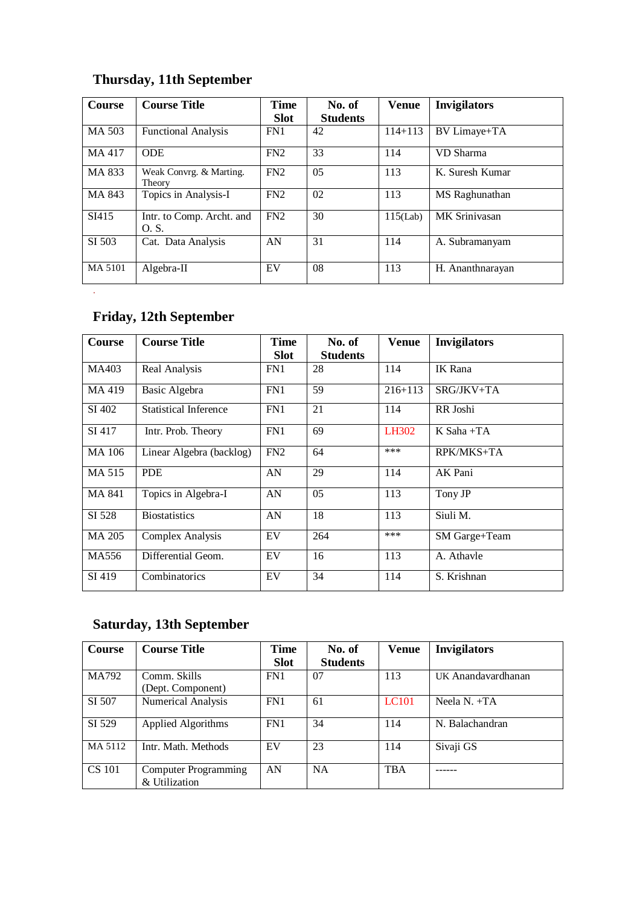## Thursday, 11th September

| Course | Course Title | Time Slot | No. of Students | Venue | Invigilators |
|---|---|---|---|---|---|
| MA 503 | Functional Analysis | FN1 | 42 | 114+113 | BV Limaye+TA |
| MA 417 | ODE | FN2 | 33 | 114 | VD Sharma |
| MA 833 | Weak Convrg. & Marting. Theory | FN2 | 05 | 113 | K. Suresh Kumar |
| MA 843 | Topics in Analysis-I | FN2 | 02 | 113 | MS Raghunathan |
| SI415 | Intr. to Comp. Archt. and O. S. | FN2 | 30 | 115(Lab) | MK Srinivasan |
| SI 503 | Cat. Data Analysis | AN | 31 | 114 | A. Subramanyam |
| MA 5101 | Algebra-II | EV | 08 | 113 | H. Ananthnarayan |

## Friday, 12th September

| Course | Course Title | Time Slot | No. of Students | Venue | Invigilators |
|---|---|---|---|---|---|
| MA403 | Real Analysis | FN1 | 28 | 114 | IK Rana |
| MA 419 | Basic Algebra | FN1 | 59 | 216+113 | SRG/JKV+TA |
| SI 402 | Statistical Inference | FN1 | 21 | 114 | RR Joshi |
| SI 417 | Intr. Prob. Theory | FN1 | 69 | LH302 | K Saha +TA |
| MA 106 | Linear Algebra (backlog) | FN2 | 64 | *** | RPK/MKS+TA |
| MA 515 | PDE | AN | 29 | 114 | AK Pani |
| MA 841 | Topics in Algebra-I | AN | 05 | 113 | Tony JP |
| SI 528 | Biostatistics | AN | 18 | 113 | Siuli M. |
| MA 205 | Complex Analysis | EV | 264 | *** | SM Garge+Team |
| MA556 | Differential Geom. | EV | 16 | 113 | A. Athavle |
| SI 419 | Combinatorics | EV | 34 | 114 | S. Krishnan |

## Saturday, 13th September

| Course | Course Title | Time Slot | No. of Students | Venue | Invigilators |
|---|---|---|---|---|---|
| MA792 | Comm. Skills (Dept. Component) | FN1 | 07 | 113 | UK Anandavardhanan |
| SI 507 | Numerical Analysis | FN1 | 61 | LC101 | Neela N. +TA |
| SI 529 | Applied Algorithms | FN1 | 34 | 114 | N. Balachandran |
| MA 5112 | Intr. Math. Methods | EV | 23 | 114 | Sivaji GS |
| CS 101 | Computer Programming & Utilization | AN | NA | TBA | ------ |